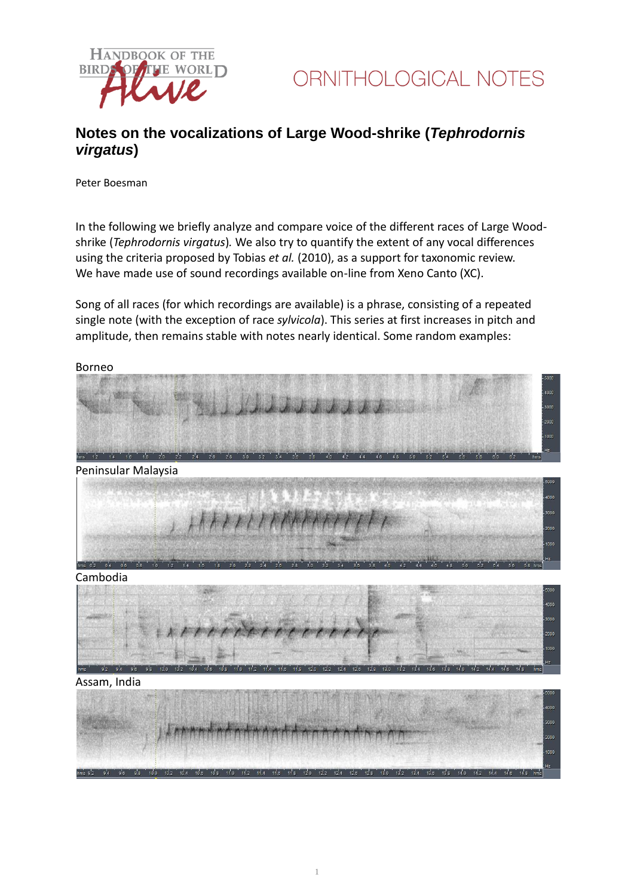ORNITHOLOGICAL NOTES

# Notes on the vocalizations of Large Wood-shrike (*Tephrodornis virgatus*)

Peter Boesman

In the following we briefly analyze and compare voice of the different races of Large Wood-shrike (*Tephrodornis virgatus*). We also try to quantify the extent of any vocal differences using the criteria proposed by Tobias *et al.* (2010), as a support for taxonomic review. We have made use of sound recordings available on-line from Xeno Canto (XC).

Song of all races (for which recordings are available) is a phrase, consisting of a repeated single note (with the exception of race *sylvicola*). This series at first increases in pitch and amplitude, then remains stable with notes nearly identical. Some random examples:

Borneo

Peninsular Malaysia

Cambodia

Assam, India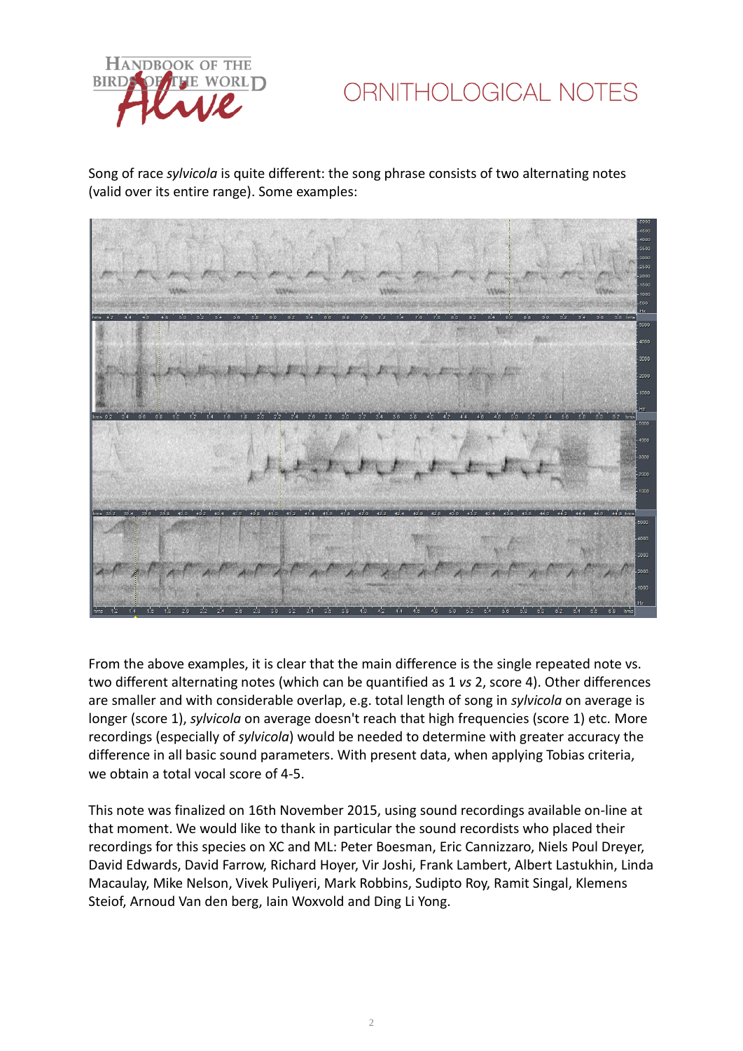Song of race *sylvicola* is quite different: the song phrase consists of two alternating notes (valid over its entire range). Some examples:

From the above examples, it is clear that the main difference is the single repeated note vs. two different alternating notes (which can be quantified as 1 *vs* 2, score 4). Other differences are smaller and with considerable overlap, e.g. total length of song in *sylvicola* on average is longer (score 1), *sylvicola* on average doesn't reach that high frequencies (score 1) etc. More recordings (especially of *sylvicola*) would be needed to determine with greater accuracy the difference in all basic sound parameters. With present data, when applying Tobias criteria, we obtain a total vocal score of 4-5.

This note was finalized on 16th November 2015, using sound recordings available on-line at that moment. We would like to thank in particular the sound recordists who placed their recordings for this species on XC and ML: Peter Boesman, Eric Cannizzaro, Niels Poul Dreyer, David Edwards, David Farrow, Richard Hoyer, Vir Joshi, Frank Lambert, Albert Lastukhin, Linda Macaulay, Mike Nelson, Vivek Puliyeri, Mark Robbins, Sudipto Roy, Ramit Singal, Klemens Steiof, Arnoud Van den berg, Iain Woxvold and Ding Li Yong.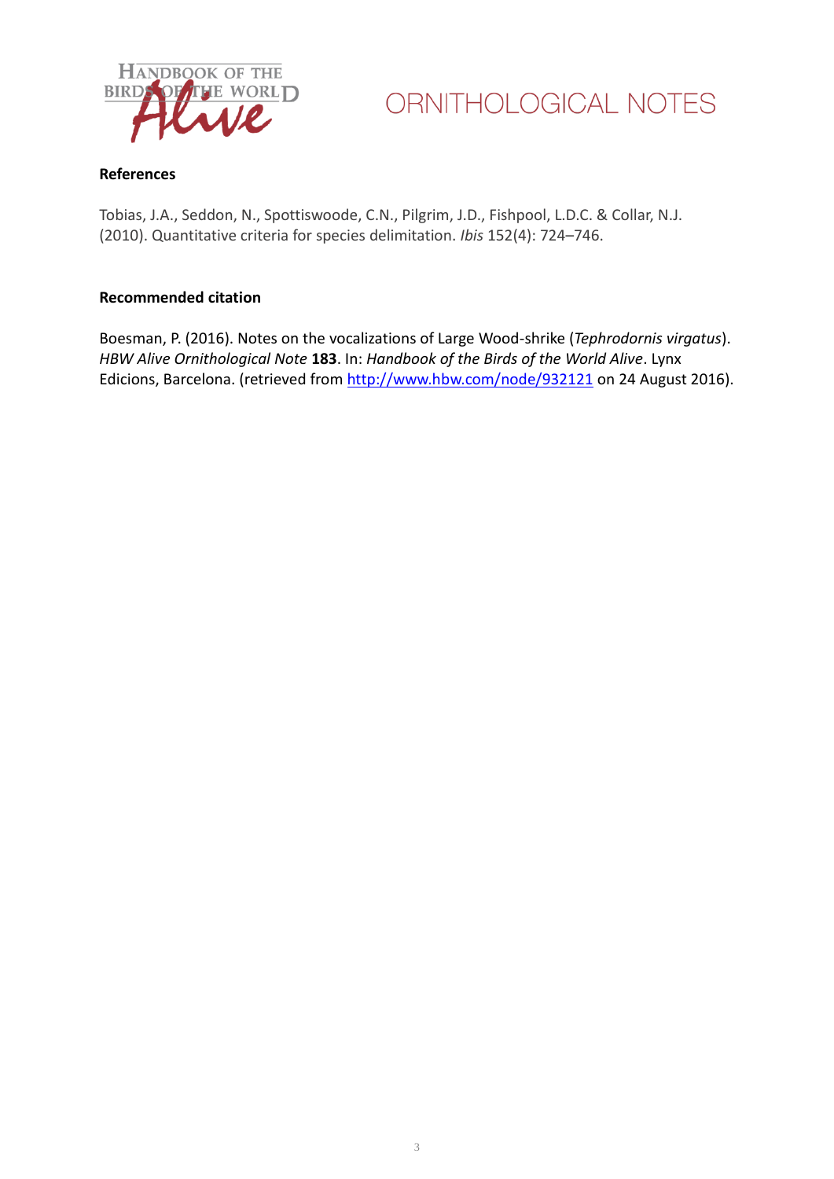**References**

Tobias, J.A., Seddon, N., Spottiswoode, C.N., Pilgrim, J.D., Fishpool, L.D.C. & Collar, N.J. (2010). Quantitative criteria for species delimitation. *Ibis* 152(4): 724–746.

**Recommended citation**

Boesman, P. (2016). Notes on the vocalizations of Large Wood-shrike (*Tephrodornis virgatus*). *HBW Alive Ornithological Note* **183**. In: *Handbook of the Birds of the World Alive*. Lynx Edicions, Barcelona. (retrieved from http://www.hbw.com/node/932121 on 24 August 2016).